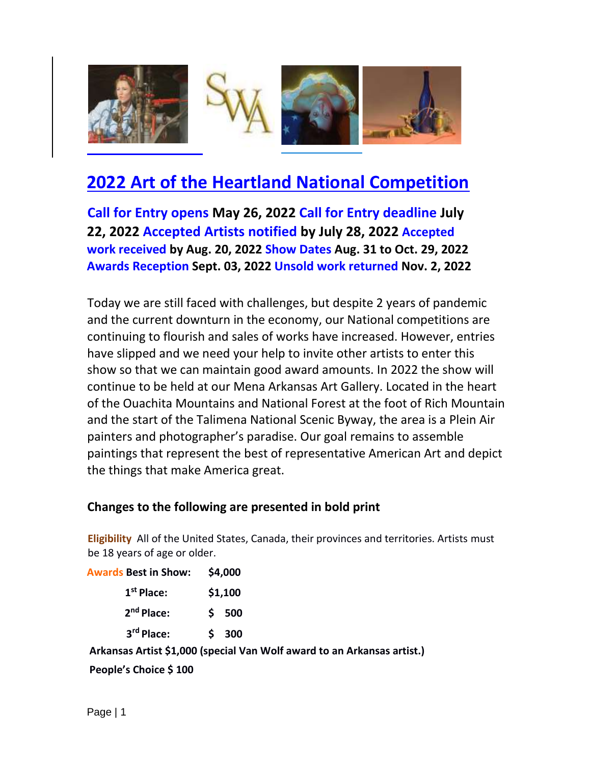# 2022 Art of the Heartland National Competition

**Call for Entry opens May 26, 2022 Call for Entry deadline July 22, 2022 Accepted Artists notified by July 28, 2022 Accepted work received by Aug. 20, 2022 Show Dates Aug. 31 to Oct. 29, 2022 Awards Reception Sept. 03, 2022 Unsold work returned Nov. 2, 2022**

Today we are still faced with challenges, but despite 2 years of pandemic and the current downturn in the economy, our National competitions are continuing to flourish and sales of works have increased. However, entries have slipped and we need your help to invite other artists to enter this show so that we can maintain good award amounts. In 2022 the show will continue to be held at our Mena Arkansas Art Gallery. Located in the heart of the Ouachita Mountains and National Forest at the foot of Rich Mountain and the start of the Talimena National Scenic Byway, the area is a Plein Air painters and photographer's paradise. Our goal remains to assemble paintings that represent the best of representative American Art and depict the things that make America great.

**Changes to the following are presented in bold print**

**Eligibility** All of the United States, Canada, their provinces and territories. Artists must be 18 years of age or older.

| Awards | |
|---|---|
| **Best in Show:** | **$4,000** |
| **1st Place:** | **$1,100** |
| **2nd Place:** | **$ 500** |
| **3rd Place:** | **$ 300** |

**Arkansas Artist $1,000 (special Van Wolf award to an Arkansas artist.)**

**People's Choice $ 100**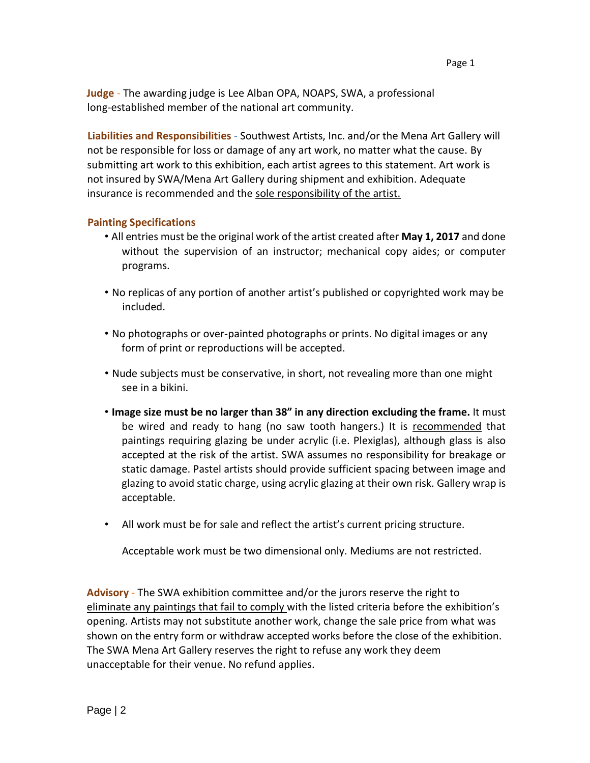**Judge** - The awarding judge is Lee Alban OPA, NOAPS, SWA, a professional long-established member of the national art community.

**Liabilities and Responsibilities** - Southwest Artists, Inc. and/or the Mena Art Gallery will not be responsible for loss or damage of any art work, no matter what the cause. By submitting art work to this exhibition, each artist agrees to this statement. Art work is not insured by SWA/Mena Art Gallery during shipment and exhibition. Adequate insurance is recommended and the sole responsibility of the artist.

**Painting Specifications**

- All entries must be the original work of the artist created after **May 1, 2017** and done without the supervision of an instructor; mechanical copy aides; or computer programs.
- No replicas of any portion of another artist's published or copyrighted work may be included.
- No photographs or over-painted photographs or prints. No digital images or any form of print or reproductions will be accepted.
- Nude subjects must be conservative, in short, not revealing more than one might see in a bikini.
- **Image size must be no larger than 38" in any direction excluding the frame.** It must be wired and ready to hang (no saw tooth hangers.) It is recommended that paintings requiring glazing be under acrylic (i.e. Plexiglas), although glass is also accepted at the risk of the artist. SWA assumes no responsibility for breakage or static damage. Pastel artists should provide sufficient spacing between image and glazing to avoid static charge, using acrylic glazing at their own risk. Gallery wrap is acceptable.
- All work must be for sale and reflect the artist's current pricing structure.

  Acceptable work must be two dimensional only. Mediums are not restricted.

**Advisory** - The SWA exhibition committee and/or the jurors reserve the right to eliminate any paintings that fail to comply with the listed criteria before the exhibition's opening. Artists may not substitute another work, change the sale price from what was shown on the entry form or withdraw accepted works before the close of the exhibition. The SWA Mena Art Gallery reserves the right to refuse any work they deem unacceptable for their venue. No refund applies.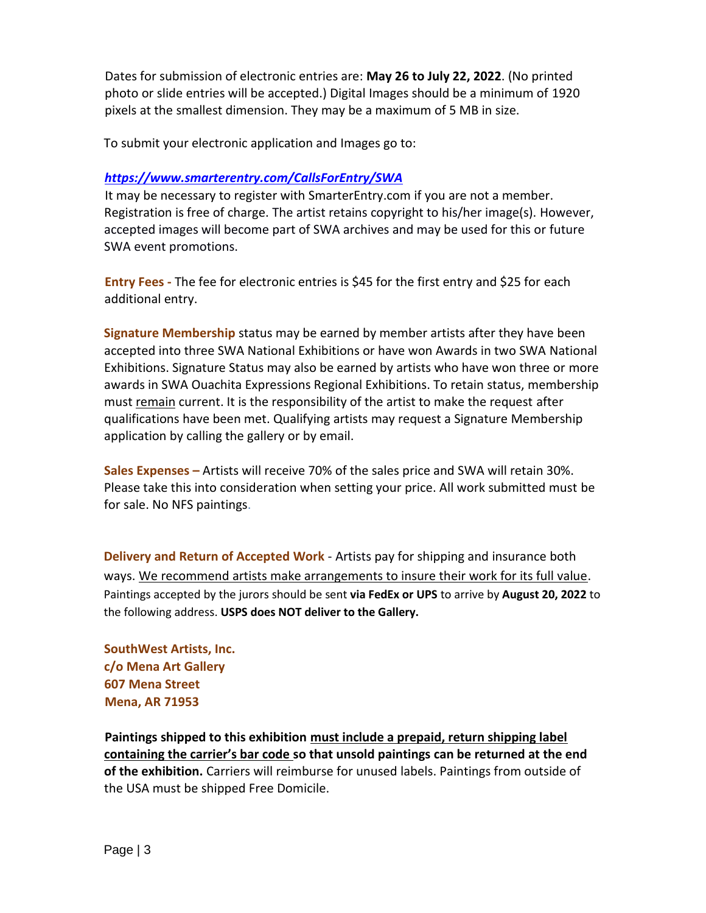Dates for submission of electronic entries are: **May 26 to July 22, 2022**. (No printed photo or slide entries will be accepted.) Digital Images should be a minimum of 1920 pixels at the smallest dimension. They may be a maximum of 5 MB in size.

To submit your electronic application and Images go to:

***https://www.smarterentry.com/CallsForEntry/SWA***

It may be necessary to register with SmarterEntry.com if you are not a member. Registration is free of charge. The artist retains copyright to his/her image(s). However, accepted images will become part of SWA archives and may be used for this or future SWA event promotions.

**Entry Fees -** The fee for electronic entries is $45 for the first entry and $25 for each additional entry.

**Signature Membership** status may be earned by member artists after they have been accepted into three SWA National Exhibitions or have won Awards in two SWA National Exhibitions. Signature Status may also be earned by artists who have won three or more awards in SWA Ouachita Expressions Regional Exhibitions. To retain status, membership must remain current. It is the responsibility of the artist to make the request after qualifications have been met. Qualifying artists may request a Signature Membership application by calling the gallery or by email.

**Sales Expenses –** Artists will receive 70% of the sales price and SWA will retain 30%. Please take this into consideration when setting your price. All work submitted must be for sale. No NFS paintings.

**Delivery and Return of Accepted Work** - Artists pay for shipping and insurance both ways. We recommend artists make arrangements to insure their work for its full value. Paintings accepted by the jurors should be sent **via FedEx or UPS** to arrive by **August 20, 2022** to the following address. **USPS does NOT deliver to the Gallery.**

**SouthWest Artists, Inc.**
**c/o Mena Art Gallery**
**607 Mena Street**
**Mena, AR 71953**

**Paintings shipped to this exhibition must include a prepaid, return shipping label containing the carrier's bar code so that unsold paintings can be returned at the end of the exhibition.** Carriers will reimburse for unused labels. Paintings from outside of the USA must be shipped Free Domicile.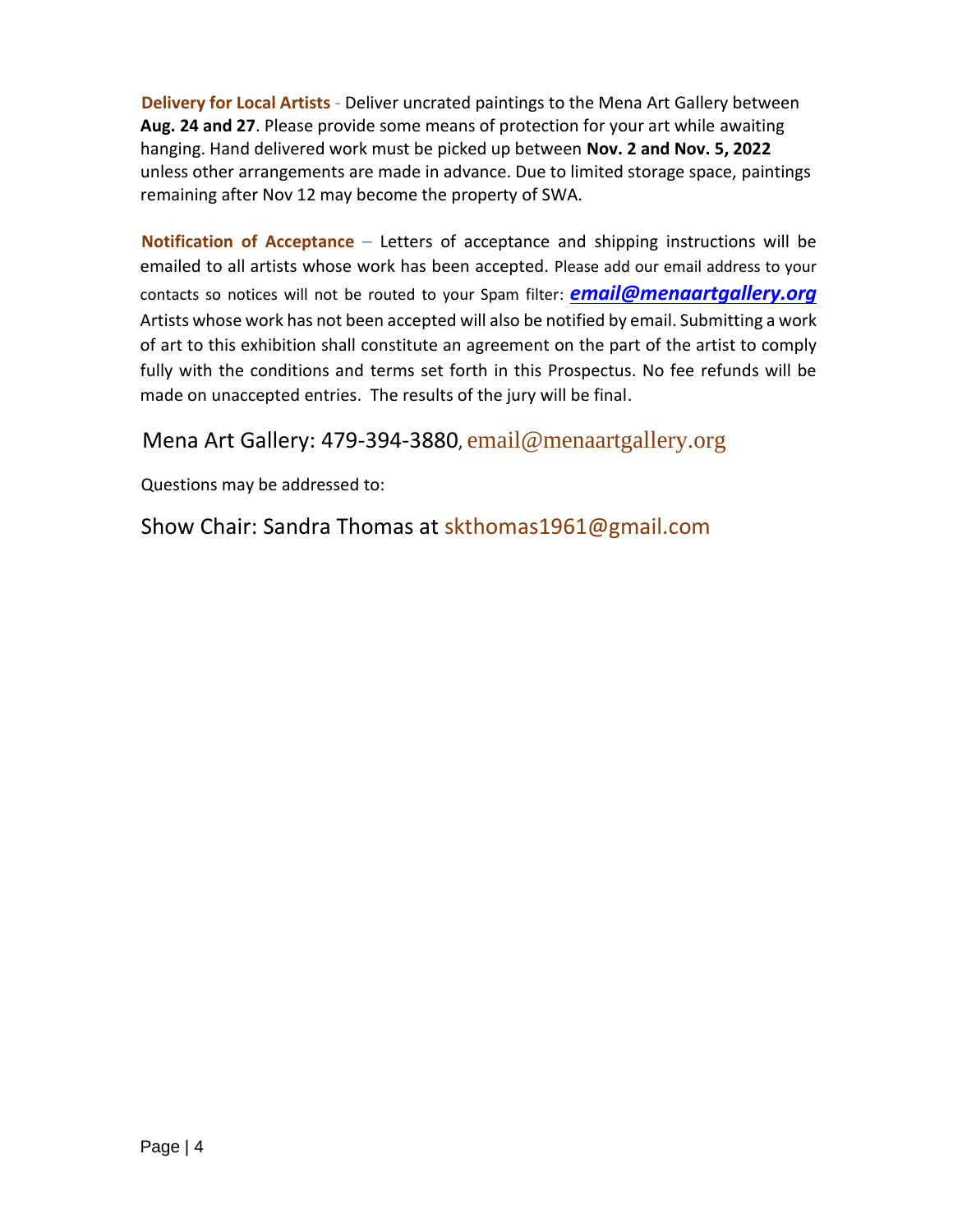**Delivery for Local Artists** - Deliver uncrated paintings to the Mena Art Gallery between **Aug. 24 and 27**. Please provide some means of protection for your art while awaiting hanging. Hand delivered work must be picked up between **Nov. 2 and Nov. 5, 2022** unless other arrangements are made in advance. Due to limited storage space, paintings remaining after Nov 12 may become the property of SWA.

**Notification of Acceptance** – Letters of acceptance and shipping instructions will be emailed to all artists whose work has been accepted. Please add our email address to your contacts so notices will not be routed to your Spam filter: ***email@menaartgallery.org*** Artists whose work has not been accepted will also be notified by email. Submitting a work of art to this exhibition shall constitute an agreement on the part of the artist to comply fully with the conditions and terms set forth in this Prospectus. No fee refunds will be made on unaccepted entries. The results of the jury will be final.

Mena Art Gallery: 479-394-3880, email@menaartgallery.org

Questions may be addressed to:

Show Chair: Sandra Thomas at skthomas1961@gmail.com